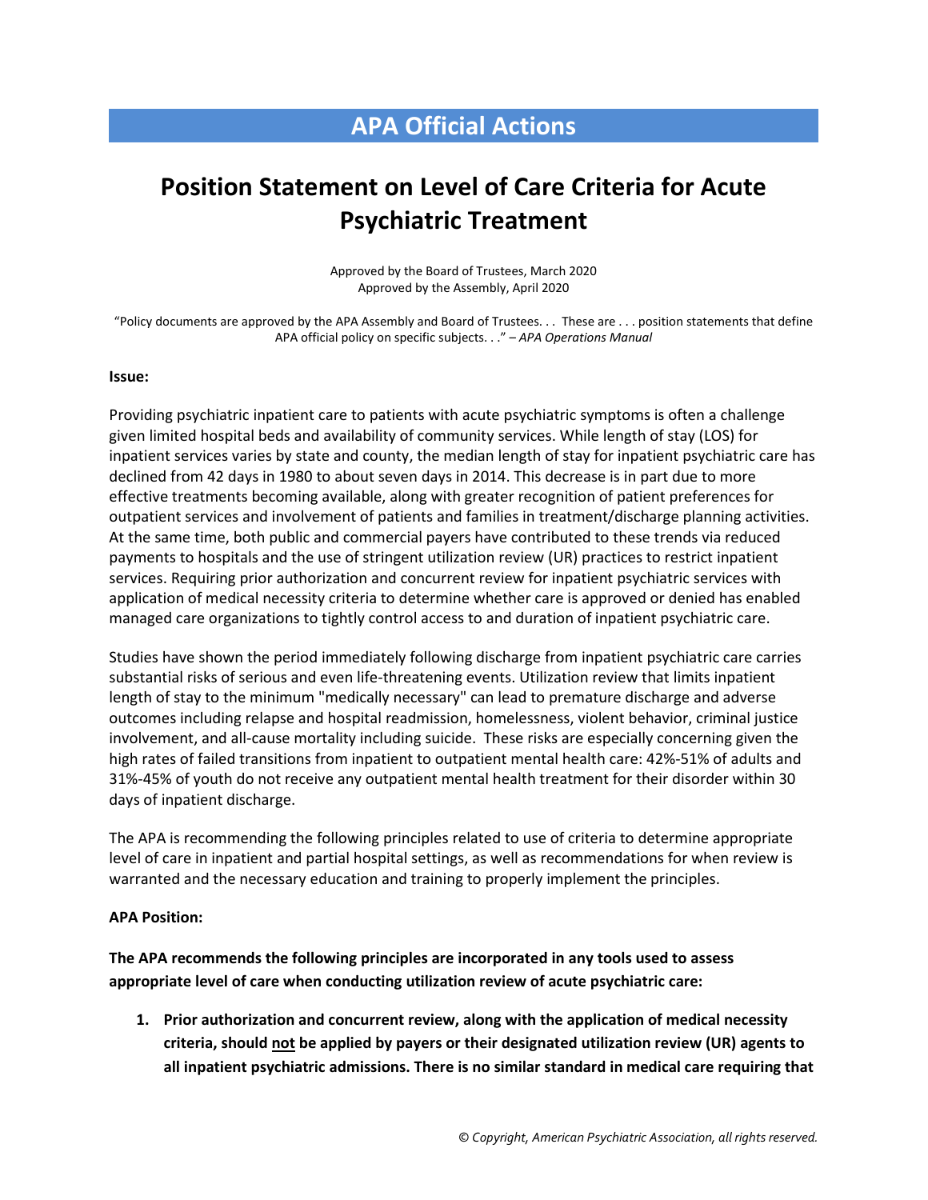## APA Official Actions

# Position Statement on Level of Care Criteria for Acute Psychiatric Treatment

Approved by the Board of Trustees, March 2020
Approved by the Assembly, April 2020

"Policy documents are approved by the APA Assembly and Board of Trustees. . . These are . . . position statements that define APA official policy on specific subjects. . ." – *APA Operations Manual*

**Issue:**

Providing psychiatric inpatient care to patients with acute psychiatric symptoms is often a challenge given limited hospital beds and availability of community services. While length of stay (LOS) for inpatient services varies by state and county, the median length of stay for inpatient psychiatric care has declined from 42 days in 1980 to about seven days in 2014. This decrease is in part due to more effective treatments becoming available, along with greater recognition of patient preferences for outpatient services and involvement of patients and families in treatment/discharge planning activities. At the same time, both public and commercial payers have contributed to these trends via reduced payments to hospitals and the use of stringent utilization review (UR) practices to restrict inpatient services. Requiring prior authorization and concurrent review for inpatient psychiatric services with application of medical necessity criteria to determine whether care is approved or denied has enabled managed care organizations to tightly control access to and duration of inpatient psychiatric care.

Studies have shown the period immediately following discharge from inpatient psychiatric care carries substantial risks of serious and even life-threatening events. Utilization review that limits inpatient length of stay to the minimum "medically necessary" can lead to premature discharge and adverse outcomes including relapse and hospital readmission, homelessness, violent behavior, criminal justice involvement, and all-cause mortality including suicide. These risks are especially concerning given the high rates of failed transitions from inpatient to outpatient mental health care: 42%-51% of adults and 31%-45% of youth do not receive any outpatient mental health treatment for their disorder within 30 days of inpatient discharge.

The APA is recommending the following principles related to use of criteria to determine appropriate level of care in inpatient and partial hospital settings, as well as recommendations for when review is warranted and the necessary education and training to properly implement the principles.

**APA Position:**

**The APA recommends the following principles are incorporated in any tools used to assess appropriate level of care when conducting utilization review of acute psychiatric care:**

1. **Prior authorization and concurrent review, along with the application of medical necessity criteria, should <u>not</u> be applied by payers or their designated utilization review (UR) agents to all inpatient psychiatric admissions. There is no similar standard in medical care requiring that**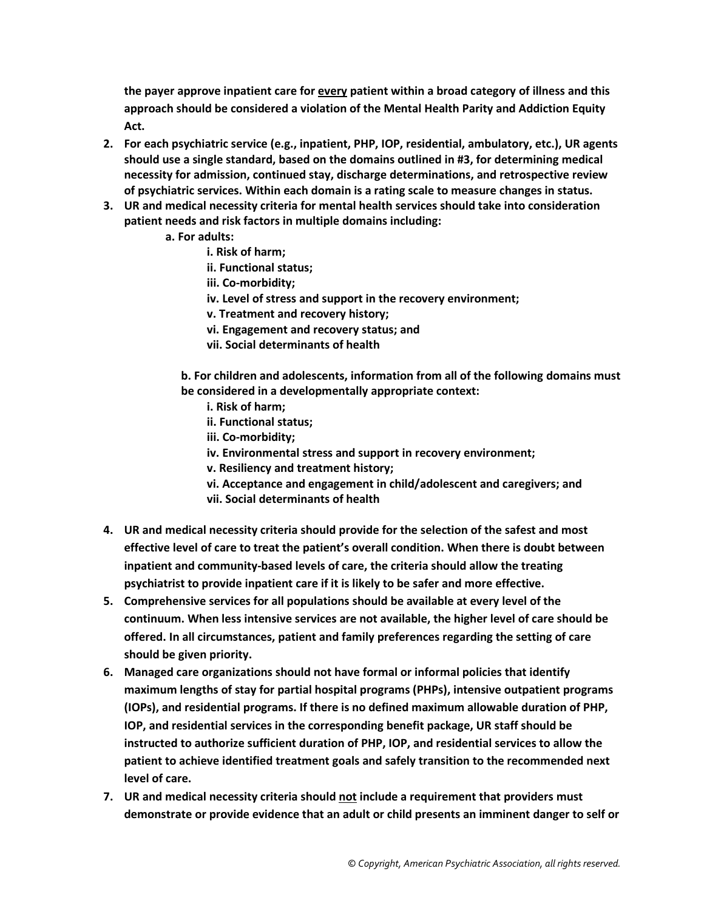**the payer approve inpatient care for <u>every</u> patient within a broad category of illness and this approach should be considered a violation of the Mental Health Parity and Addiction Equity Act.**

2. **For each psychiatric service (e.g., inpatient, PHP, IOP, residential, ambulatory, etc.), UR agents should use a single standard, based on the domains outlined in #3, for determining medical necessity for admission, continued stay, discharge determinations, and retrospective review of psychiatric services. Within each domain is a rating scale to measure changes in status.**
3. **UR and medical necessity criteria for mental health services should take into consideration patient needs and risk factors in multiple domains including:**
   - **a. For adults:**
     - **i. Risk of harm;**
     - **ii. Functional status;**
     - **iii. Co-morbidity;**
     - **iv. Level of stress and support in the recovery environment;**
     - **v. Treatment and recovery history;**
     - **vi. Engagement and recovery status; and**
     - **vii. Social determinants of health**
   - **b. For children and adolescents, information from all of the following domains must be considered in a developmentally appropriate context:**
     - **i. Risk of harm;**
     - **ii. Functional status;**
     - **iii. Co-morbidity;**
     - **iv. Environmental stress and support in recovery environment;**
     - **v. Resiliency and treatment history;**
     - **vi. Acceptance and engagement in child/adolescent and caregivers; and**
     - **vii. Social determinants of health**
4. **UR and medical necessity criteria should provide for the selection of the safest and most effective level of care to treat the patient's overall condition. When there is doubt between inpatient and community-based levels of care, the criteria should allow the treating psychiatrist to provide inpatient care if it is likely to be safer and more effective.**
5. **Comprehensive services for all populations should be available at every level of the continuum. When less intensive services are not available, the higher level of care should be offered. In all circumstances, patient and family preferences regarding the setting of care should be given priority.**
6. **Managed care organizations should not have formal or informal policies that identify maximum lengths of stay for partial hospital programs (PHPs), intensive outpatient programs (IOPs), and residential programs. If there is no defined maximum allowable duration of PHP, IOP, and residential services in the corresponding benefit package, UR staff should be instructed to authorize sufficient duration of PHP, IOP, and residential services to allow the patient to achieve identified treatment goals and safely transition to the recommended next level of care.**
7. **UR and medical necessity criteria should <u>not</u> include a requirement that providers must demonstrate or provide evidence that an adult or child presents an imminent danger to self or**

*© Copyright, American Psychiatric Association, all rights reserved.*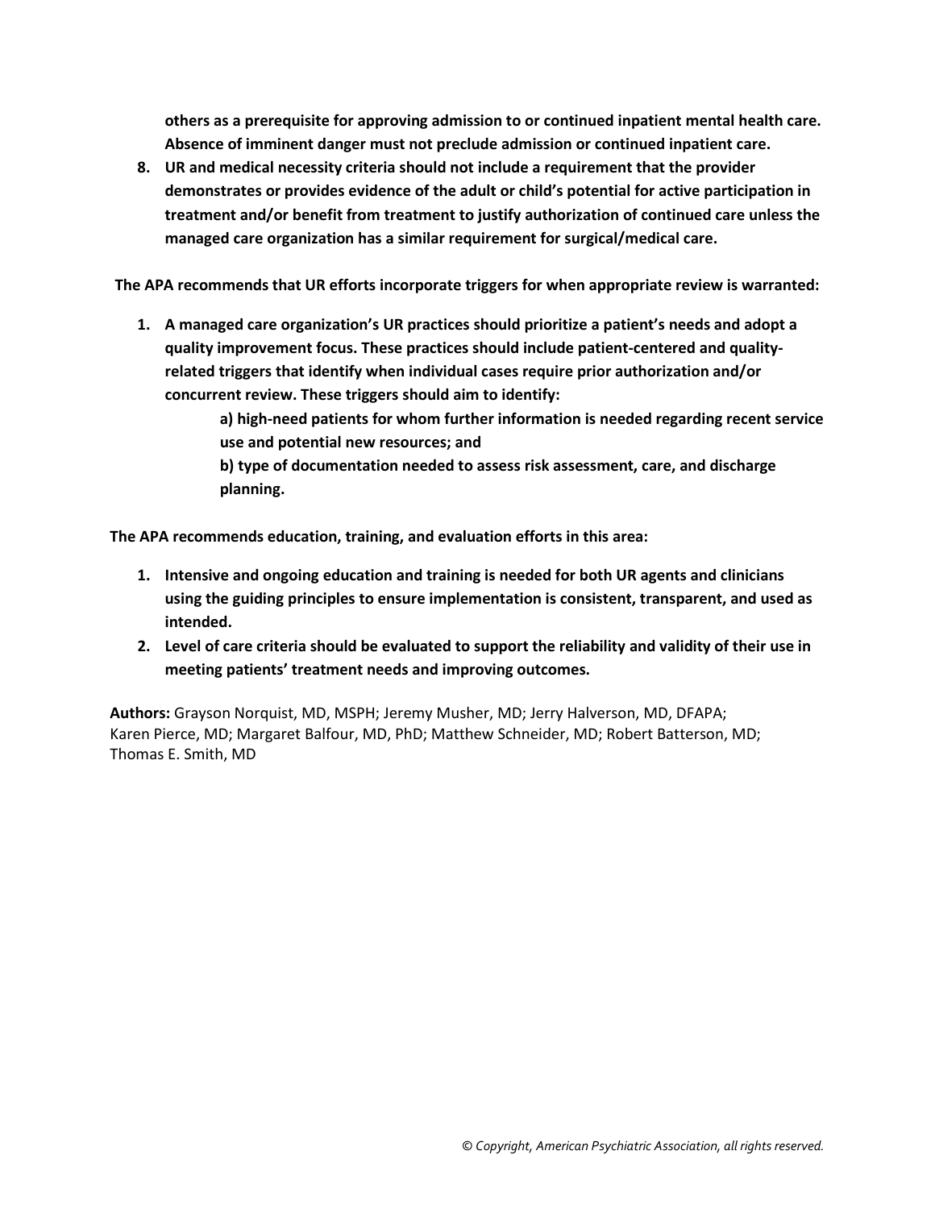**others as a prerequisite for approving admission to or continued inpatient mental health care. Absence of imminent danger must not preclude admission or continued inpatient care.**

8. **UR and medical necessity criteria should not include a requirement that the provider demonstrates or provides evidence of the adult or child's potential for active participation in treatment and/or benefit from treatment to justify authorization of continued care unless the managed care organization has a similar requirement for surgical/medical care.**

**The APA recommends that UR efforts incorporate triggers for when appropriate review is warranted:**

1. **A managed care organization's UR practices should prioritize a patient's needs and adopt a quality improvement focus. These practices should include patient-centered and quality-related triggers that identify when individual cases require prior authorization and/or concurrent review. These triggers should aim to identify:**

   **a) high-need patients for whom further information is needed regarding recent service use and potential new resources; and**

   **b) type of documentation needed to assess risk assessment, care, and discharge planning.**

**The APA recommends education, training, and evaluation efforts in this area:**

1. **Intensive and ongoing education and training is needed for both UR agents and clinicians using the guiding principles to ensure implementation is consistent, transparent, and used as intended.**
2. **Level of care criteria should be evaluated to support the reliability and validity of their use in meeting patients' treatment needs and improving outcomes.**

**Authors:** Grayson Norquist, MD, MSPH; Jeremy Musher, MD; Jerry Halverson, MD, DFAPA; Karen Pierce, MD; Margaret Balfour, MD, PhD; Matthew Schneider, MD; Robert Batterson, MD; Thomas E. Smith, MD

*© Copyright, American Psychiatric Association, all rights reserved.*